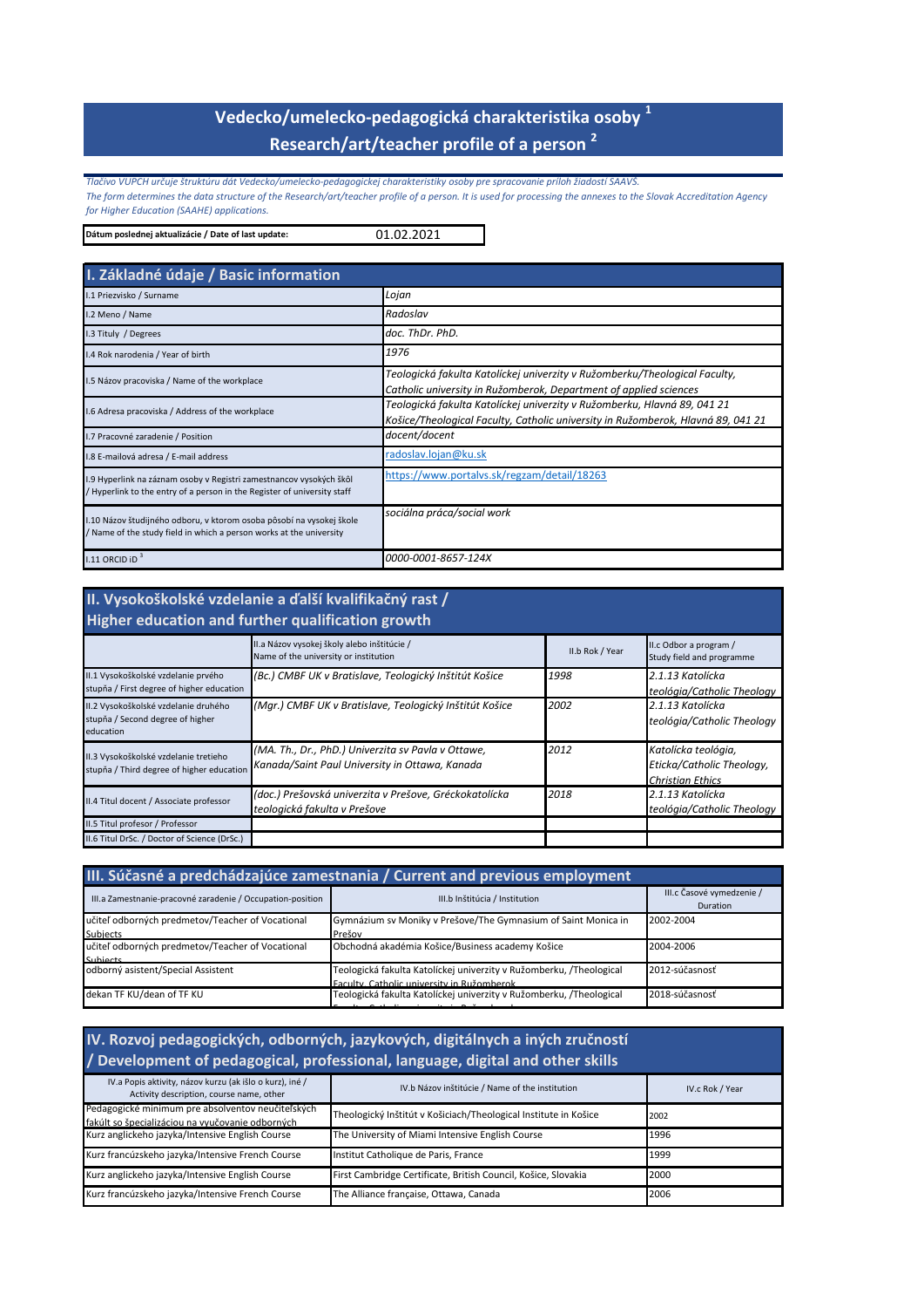# Vedecko/umelecko-pedagogická charakteristika osoby [1]
# Research/art/teacher profile of a person [2]

*Tlačivo VUPCH určuje štruktúru dát Vedecko/umelecko-pedagogickej charakteristiky osoby pre spracovanie príloh žiadostí SAAVŠ.*
*The form determines the data structure of the Research/art/teacher profile of a person. It is used for processing the annexes to the Slovak Accreditation Agency for Higher Education (SAAHE) applications.*

**Dátum poslednej aktualizácie / Date of last update:** 01.02.2021

## I. Základné údaje / Basic information

| | |
|---|---|
| I.1 Priezvisko / Surname | *Lojan* |
| I.2 Meno / Name | *Radoslav* |
| I.3 Tituly / Degrees | *doc. ThDr. PhD.* |
| I.4 Rok narodenia / Year of birth | *1976* |
| I.5 Názov pracoviska / Name of the workplace | *Teologická fakulta Katolíckej univerzity v Ružomberku/Theological Faculty, Catholic university in Ružomberok, Department of applied sciences* |
| I.6 Adresa pracoviska / Address of the workplace | *Teologická fakulta Katolíckej univerzity v Ružomberku, Hlavná 89, 041 21 Košice/Theological Faculty, Catholic university in Ružomberok, Hlavná 89, 041 21* |
| I.7 Pracovné zaradenie / Position | *docent/docent* |
| I.8 E-mailová adresa / E-mail address | radoslav.lojan@ku.sk |
| I.9 Hyperlink na záznam osoby v Registri zamestnancov vysokých škôl / Hyperlink to the entry of a person in the Register of university staff | https://www.portalvs.sk/regzam/detail/18263 |
| I.10 Názov študijného odboru, v ktorom osoba pôsobí na vysokej škole / Name of the study field in which a person works at the university | *sociálna práca/social work* |
| I.11 ORCID iD [3] | *0000-0001-8657-124X* |

## II. Vysokoškolské vzdelanie a ďalší kvalifikačný rast / Higher education and further qualification growth

| | II.a Názov vysokej školy alebo inštitúcie / Name of the university or institution | II.b Rok / Year | II.c Odbor a program / Study field and programme |
|---|---|---|---|
| II.1 Vysokoškolské vzdelanie prvého stupňa / First degree of higher education | *(Bc.) CMBF UK v Bratislave, Teologický Inštitút Košice* | *1998* | *2.1.13 Katolícka teológia/Catholic Theology* |
| II.2 Vysokoškolské vzdelanie druhého stupňa / Second degree of higher education | *(Mgr.) CMBF UK v Bratislave, Teologický Inštitút Košice* | *2002* | *2.1.13 Katolícka teológia/Catholic Theology* |
| II.3 Vysokoškolské vzdelanie tretieho stupňa / Third degree of higher education | *(MA. Th., Dr., PhD.) Univerzita sv Pavla v Ottawe, Kanada/Saint Paul University in Ottawa, Kanada* | *2012* | *Katolícka teológia, Eticka/Catholic Theology, Christian Ethics* |
| II.4 Titul docent / Associate professor | *(doc.) Prešovská univerzita v Prešove, Gréckokatolícka teologická fakulta v Prešove* | *2018* | *2.1.13 Katolícka teológia/Catholic Theology* |
| II.5 Titul profesor / Professor | | | |
| II.6 Titul DrSc. / Doctor of Science (DrSc.) | | | |

## III. Súčasné a predchádzajúce zamestnania / Current and previous employment

| III.a Zamestnanie-pracovné zaradenie / Occupation-position | III.b Inštitúcia / Institution | III.c Časové vymedzenie / Duration |
|---|---|---|
| učiteľ odborných predmetov/Teacher of Vocational Subjects | Gymnázium sv Moniky v Prešove/The Gymnasium of Saint Monica in Prešov | 2002-2004 |
| učiteľ odborných predmetov/Teacher of Vocational Subjects | Obchodná akadémia Košice/Business academy Košice | 2004-2006 |
| odborný asistent/Special Assistent | Teologická fakulta Katolíckej univerzity v Ružomberku, /Theological Faculty, Catholic university in Ružomberok | 2012-súčasnosť |
| dekan TF KU/dean of TF KU | Teologická fakulta Katolíckej univerzity v Ružomberku, /Theological Faculty, Catholic university in Ružomberok | 2018-súčasnosť |

## IV. Rozvoj pedagogických, odborných, jazykových, digitálnych a iných zručností / Development of pedagogical, professional, language, digital and other skills

| IV.a Popis aktivity, názov kurzu (ak išlo o kurz), iné / Activity description, course name, other | IV.b Názov inštitúcie / Name of the institution | IV.c Rok / Year |
|---|---|---|
| Pedagogické minimum pre absolventov neučiteľských fakúlt so špecializáciou na vyučovanie odborných | Theologický Inštitút v Košiciach/Theological Institute in Košice | 2002 |
| Kurz anglickeho jazyka/Intensive English Course | The University of Miami Intensive English Course | 1996 |
| Kurz francúzskeho jazyka/Intensive French Course | Institut Catholique de Paris, France | 1999 |
| Kurz anglickeho jazyka/Intensive English Course | First Cambridge Certificate, British Council, Košice, Slovakia | 2000 |
| Kurz francúzskeho jazyka/Intensive French Course | The Alliance française, Ottawa, Canada | 2006 |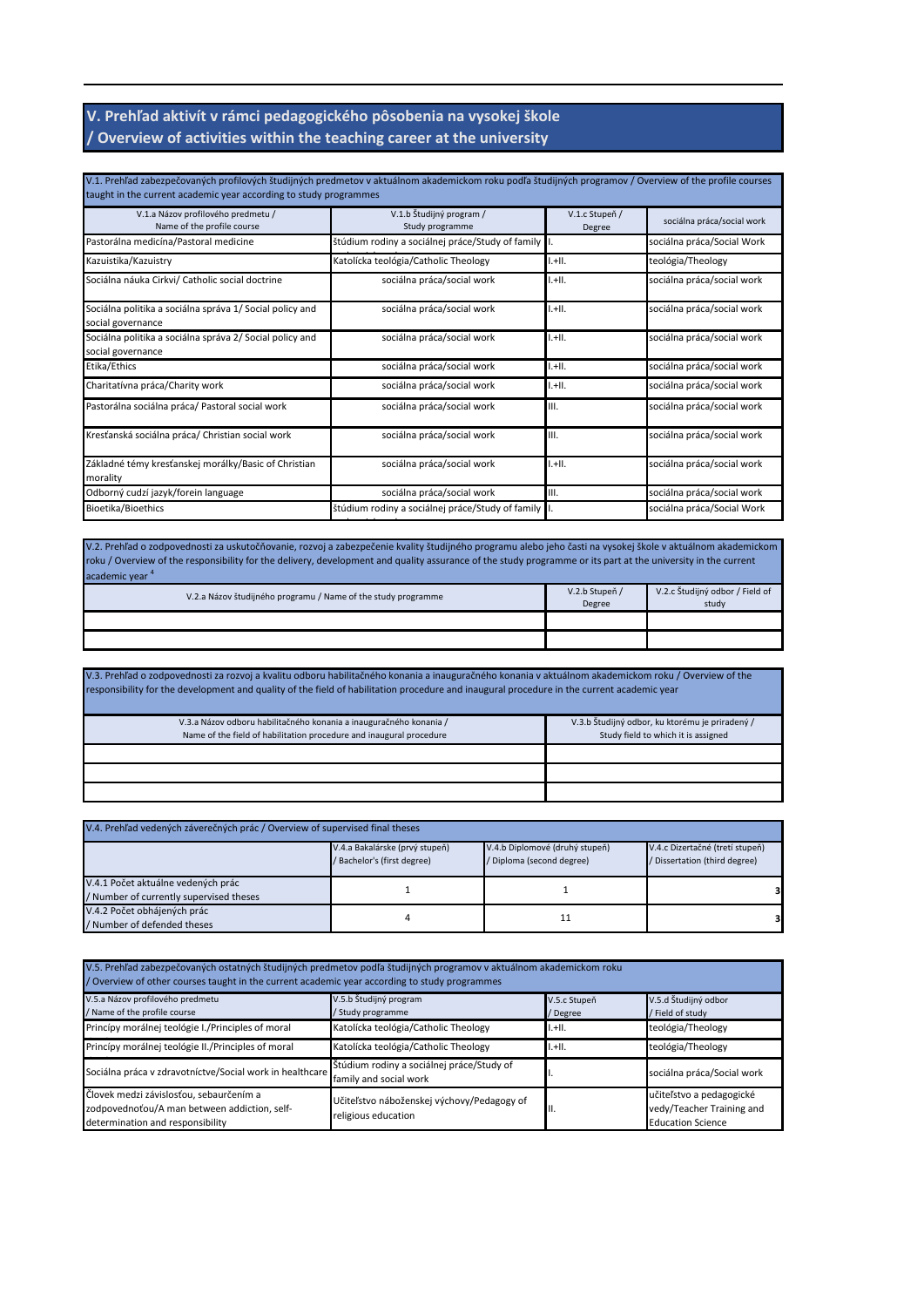## V. Prehľad aktivít v rámci pedagogického pôsobenia na vysokej škole / Overview of activities within the teaching career at the university

V.1. Prehľad zabezpečovaných profilových študijných predmetov v aktuálnom akademickom roku podľa študijných programov / Overview of the profile courses taught in the current academic year according to study programmes

| V.1.a Názov profilového predmetu / Name of the profile course | V.1.b Študijný program / Study programme | V.1.c Stupeň / Degree | sociálna práca/social work |
|---|---|---|---|
| Pastorálna medicína/Pastoral medicine | štúdium rodiny a sociálnej práce/Study of family | I. | sociálna práca/Social Work |
| Kazuistika/Kazuistry | Katolícka teológia/Catholic Theology | I.+II. | teológia/Theology |
| Sociálna náuka Cirkvi/ Catholic social doctrine | sociálna práca/social work | I.+II. | sociálna práca/social work |
| Sociálna politika a sociálna správa 1/ Social policy and social governance | sociálna práca/social work | I.+II. | sociálna práca/social work |
| Sociálna politika a sociálna správa 2/ Social policy and social governance | sociálna práca/social work | I.+II. | sociálna práca/social work |
| Etika/Ethics | sociálna práca/social work | I.+II. | sociálna práca/social work |
| Charitatívna práca/Charity work | sociálna práca/social work | I.+II. | sociálna práca/social work |
| Pastorálna sociálna práca/ Pastoral social work | sociálna práca/social work | III. | sociálna práca/social work |
| Kresťanská sociálna práca/ Christian social work | sociálna práca/social work | III. | sociálna práca/social work |
| Základné témy kresťanskej morálky/Basic of Christian morality | sociálna práca/social work | I.+II. | sociálna práca/social work |
| Odborný cudzí jazyk/forein language | sociálna práca/social work | III. | sociálna práca/social work |
| Bioetika/Bioethics | štúdium rodiny a sociálnej práce/Study of family | I. | sociálna práca/Social Work |

V.2. Prehľad o zodpovednosti za uskutočňovanie, rozvoj a zabezpečenie kvality študijného programu alebo jeho časti na vysokej škole v aktuálnom akademickom roku / Overview of the responsibility for the delivery, development and quality assurance of the study programme or its part at the university in the current academic year [4]

| V.2.a Názov študijného programu / Name of the study programme | V.2.b Stupeň / Degree | V.2.c Študijný odbor / Field of study |
|---|---|---|
| | | |
| | | |

V.3. Prehľad o zodpovednosti za rozvoj a kvalitu odboru habilitačného konania a inauguračného konania v aktuálnom akademickom roku / Overview of the responsibility for the development and quality of the field of habilitation procedure and inaugural procedure in the current academic year

| V.3.a Názov odboru habilitačného konania a inauguračného konania / Name of the field of habilitation procedure and inaugural procedure | V.3.b Študijný odbor, ku ktorému je priradený / Study field to which it is assigned |
|---|---|
| | |
| | |
| | |

V.4. Prehľad vedených záverečných prác / Overview of supervised final theses

| | V.4.a Bakalárske (prvý stupeň) / Bachelor's (first degree) | V.4.b Diplomové (druhý stupeň) / Diploma (second degree) | V.4.c Dizertačné (tretí stupeň) / Dissertation (third degree) |
|---|---|---|---|
| V.4.1 Počet aktuálne vedených prác / Number of currently supervised theses | 1 | 1 | 3 |
| V.4.2 Počet obhájených prác / Number of defended theses | 4 | 11 | 3 |

V.5. Prehľad zabezpečovaných ostatných študijných predmetov podľa študijných programov v aktuálnom akademickom roku / Overview of other courses taught in the current academic year according to study programmes

| V.5.a Názov profilového predmetu / Name of the profile course | V.5.b Študijný program / Study programme | V.5.c Stupeň / Degree | V.5.d Študijný odbor / Field of study |
|---|---|---|---|
| Princípy morálnej teológie I./Principles of moral | Katolícka teológia/Catholic Theology | I.+II. | teológia/Theology |
| Princípy morálnej teológie II./Principles of moral | Katolícka teológia/Catholic Theology | I.+II. | teológia/Theology |
| Sociálna práca v zdravotníctve/Social work in healthcare | Štúdium rodiny a sociálnej práce/Study of family and social work | I. | sociálna práca/Social work |
| Človek medzi závislosťou, sebaurčením a zodpovednoťou/A man between addiction, self-determination and responsibility | Učiteľstvo náboženskej výchovy/Pedagogy of religious education | II. | učiteľstvo a pedagogické vedy/Teacher Training and Education Science |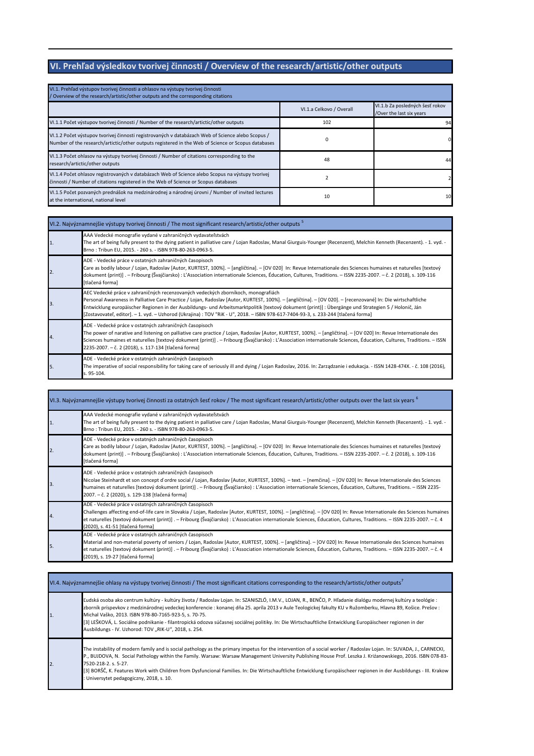# VI. Prehľad výsledkov tvorivej činnosti / Overview of the research/artistic/other outputs

| VI.1. Prehľad výstupov tvorivej činnosti a ohlasov na výstupy tvorivej činnosti / Overview of the research/artistic/other outputs and the corresponding citations | | |
|---|---|---|
| | VI.1.a Celkovo / Overall | VI.1.b Za posledných šesť rokov /Over the last six years |
| VI.1.1 Počet výstupov tvorivej činnosti / Number of the research/artictic/other outputs | 102 | 94 |
| VI.1.2 Počet výstupov tvorivej činnosti registrovaných v databázach Web of Science alebo Scopus / Number of the research/artictic/other outputs registered in the Web of Science or Scopus databases | 0 | 0 |
| VI.1.3 Počet ohlasov na výstupy tvorivej činnosti / Number of citations corresponding to the research/artictic/other outputs | 48 | 44 |
| VI.1.4 Počet ohlasov registrovaných v databázach Web of Science alebo Scopus na výstupy tvorivej činnosti / Number of citations registered in the Web of Science or Scopus databases | 2 | 2 |
| VI.1.5 Počet pozvaných prednášok na medzinárodnej a národnej úrovni / Number of invited lectures at the international, national level | 10 | 10 |

| VI.2. Najvýznamnejšie výstupy tvorivej činnosti / The most significant research/artistic/other outputs [5] | |
|---|---|
| 1. | AAA Vedecké monografie vydané v zahraničných vydavateľstvách<br>The art of being fully present to the dying patient in palliative care / Lojan Radoslav, Manal Giurguis-Younger (Recenzent), Melchin Kenneth (Recenzent). - 1. vyd. - Brno : Tribun EU, 2015. - 260 s. - ISBN 978-80-263-0963-5. |
| 2. | ADE - Vedecké práce v ostatných zahraničných časopisoch<br>Care as bodily labour / Lojan, Radoslav [Autor, KURTEST, 100%]. – [angličtina]. – [OV 020] In: Revue Internationale des Sciences humaines et naturelles [textový dokument (print)] . – Fribourg (Švajčiarsko) : L'Association internationale Sciences, Éducation, Cultures, Traditions. – ISSN 2235-2007. – č. 2 (2018), s. 109-116 [tlačená forma] |
| 3. | AEC Vedecké práce v zahraničných recenzovaných vedeckých zborníkoch, monografiách<br>Personal Awareness in Palliative Care Practice / Lojan, Radoslav [Autor, KURTEST, 100%]. – [angličtina]. – [OV 020]. – [recenzované] In: Die wirtschaftliche Entwicklung europäischer Regionen in der Ausbildungs- und Arbeitsmarktpolitik [textový dokument (print)] : Übergänge und Strategien 5 / Holonič, Ján [Zostavovateľ, editor]. – 1. vyd. – Uzhorod (Ukrajina) : TOV "RiK - U", 2018. – ISBN 978-617-7404-93-3, s. 233-244 [tlačená forma] |
| 4. | ADE - Vedecké práce v ostatných zahraničných časopisoch<br>The power of narative and listening on palliative care practice / Lojan, Radoslav [Autor, KURTEST, 100%]. – [angličtina]. – [OV 020] In: Revue Internationale des Sciences humaines et naturelles [textový dokument (print)] . – Fribourg (Švajčiarsko) : L'Association internationale Sciences, Éducation, Cultures, Traditions. – ISSN 2235-2007. – č. 2 (2018), s. 117-134 [tlačená forma] |
| 5. | ADE - Vedecké práce v ostatných zahraničných časopisoch<br>The imperative of social responsibility for taking care of seriously ill and dying / Lojan Radoslav, 2016. In: Zarządzanie i edukacja. - ISSN 1428-474X. - č. 108 (2016), s. 95-104. |

| VI.3. Najvýznamnejšie výstupy tvorivej činnosti za ostatných šesť rokov / The most significant research/artistic/other outputs over the last six years [6] | |
|---|---|
| 1. | AAA Vedecké monografie vydané v zahraničných vydavateľstvách<br>The art of being fully present to the dying patient in palliative care / Lojan Radoslav, Manal Giurguis-Younger (Recenzent), Melchin Kenneth (Recenzent). - 1. vyd. - Brno : Tribun EU, 2015. - 260 s. - ISBN 978-80-263-0963-5. |
| 2. | ADE - Vedecké práce v ostatných zahraničných časopisoch<br>Care as bodily labour / Lojan, Radoslav [Autor, KURTEST, 100%]. – [angličtina]. – [OV 020] In: Revue Internationale des Sciences humaines et naturelles [textový dokument (print)] . – Fribourg (Švajčiarsko) : L'Association internationale Sciences, Éducation, Cultures, Traditions. – ISSN 2235-2007. – č. 2 (2018), s. 109-116 [tlačená forma] |
| 3. | ADE - Vedecké práce v ostatných zahraničných časopisoch<br>Nicolae Steinhardt et son concept d'ordre social / Lojan, Radoslav [Autor, KURTEST, 100%]. – text. – [nemčina]. – [OV 020] In: Revue Internationale des Sciences humaines et naturelles [textový dokument (print)] . – Fribourg (Švajčiarsko) : L'Association internationale Sciences, Éducation, Cultures, Traditions. – ISSN 2235-2007. – č. 2 (2020), s. 129-138 [tlačená forma] |
| 4. | ADE - Vedecké práce v ostatných zahraničných časopisoch<br>Challenges affecting end-of-life care in Slovakia / Lojan, Radoslav [Autor, KURTEST, 100%]. – [angličtina]. – [OV 020] In: Revue Internationale des Sciences humaines et naturelles [textový dokument (print)] . – Fribourg (Švajčiarsko) : L'Association internationale Sciences, Éducation, Cultures, Traditions. – ISSN 2235-2007. – č. 4 (2020), s. 41-51 [tlačená forma] |
| 5. | ADE - Vedecké práce v ostatných zahraničných časopisoch<br>Material and non-material poverty of seniors / Lojan, Radoslav [Autor, KURTEST, 100%]. – [angličtina]. – [OV 020] In: Revue Internationale des Sciences humaines et naturelles [textový dokument (print)] . – Fribourg (Švajčiarsko) : L'Association internationale Sciences, Éducation, Cultures, Traditions. – ISSN 2235-2007. – č. 4 (2019), s. 19-27 [tlačená forma] |

| VI.4. Najvýznamnejšie ohlasy na výstupy tvorivej činnosti / The most significant citations corresponding to the research/artistic/other outputs [7] | |
|---|---|
| 1. | Ľudská osoba ako centrum kultúry - kultúry života / Radoslav Lojan. In: SZANISZLÓ, I.M.V., LOJAN, R., BENČO, P. Hľadanie dialógu modernej kultúry a teológie : zborník príspevkov z medzinárodnej vedeckej konferencie : konanej dňa 25. apríla 2013 v Aule Teologickej fakulty KU v Ružomberku, Hlavna 89, Košice. Prešov : Michal Vaško, 2013. ISBN 978-80-7165-923-5, s. 70-75.<br>[3] LEŠKOVÁ, L. Sociálne podnikanie - filantropická odozva súčasnej sociálnej politiky. In: Die Wirtschaftliche Entwicklung Europäischeer regionen in der Ausbildungs - IV. Uzhorod: TOV „RIK-U", 2018, s. 254. |
| 2. | The instability of modern family and is social pathology as the primary impetus for the intervention of a social worker / Radoslav Lojan. In: SUVADA, J., CARNECKI, P., BUJDOVA, N. Social Pathology within the Family. Warsaw: Warsaw Management University Publishing House Prof. Leszka J. Križanowskiego, 2016. ISBN 078-83-7520-218-2. s. 5-27.<br>[3] BORŠČ, K. Features Work with Children from Dysfuncional Families. In: Die Wirtschauftliche Entwicklung Europäischeer regionen in der Ausbildungs - III. Krakow : Universytet pedagogiczny, 2018, s. 10. |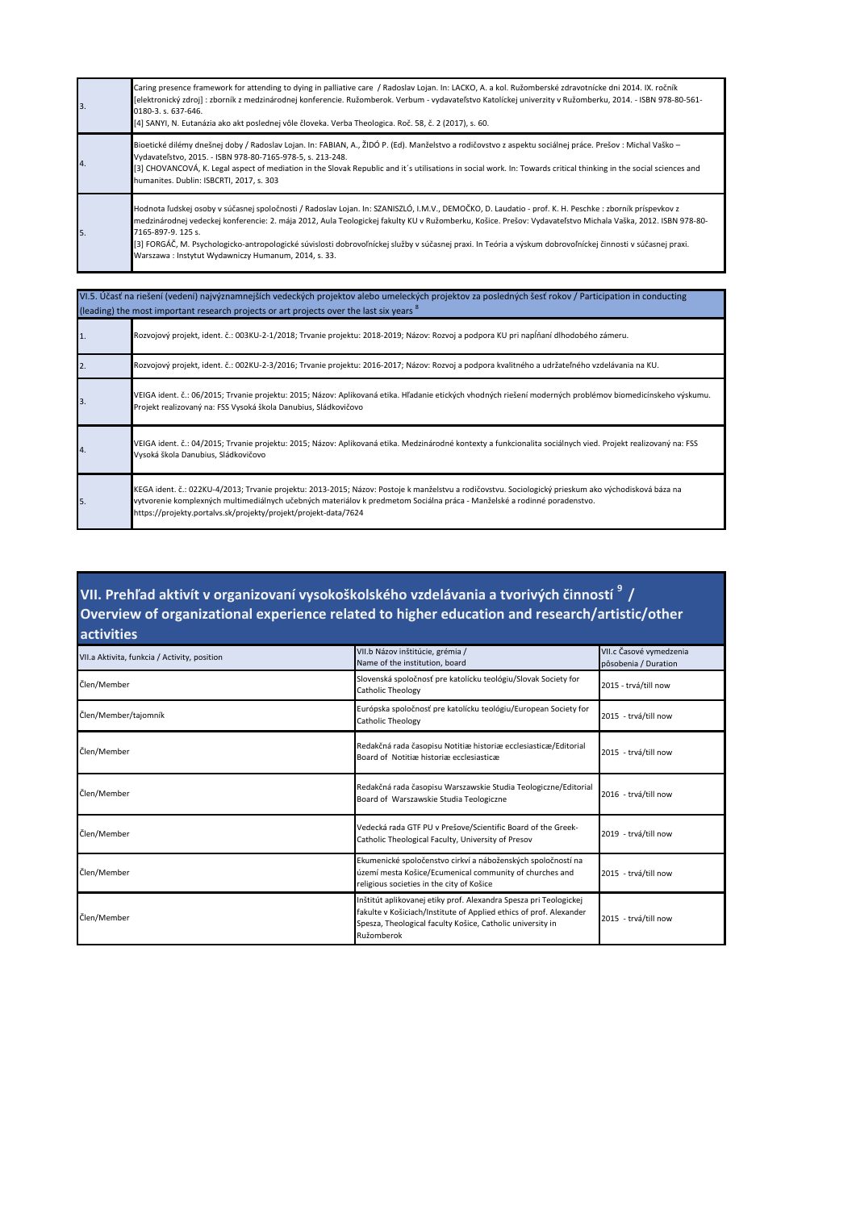| | |
|---|---|
| 3. | Caring presence framework for attending to dying in palliative care / Radoslav Lojan. In: LACKO, A. a kol. Ružomberské zdravotnícke dni 2014. IX. ročník [elektronický zdroj] : zborník z medzinárodnej konferencie. Ružomberok. Verbum - vydavateľstvo Katolíckej univerzity v Ružomberku, 2014. - ISBN 978-80-561-0180-3. s. 637-646.<br>[4] SANYI, N. Eutanázia ako akt poslednej vôle človeka. Verba Theologica. Roč. 58, č. 2 (2017), s. 60. |
| 4. | Bioetické dilémy dnešnej doby / Radoslav Lojan. In: FABIAN, A., ŽIDÓ P. (Ed). Manželstvo a rodičovstvo z aspektu sociálnej práce. Prešov : Michal Vaško – Vydavateľstvo, 2015. - ISBN 978-80-7165-978-5, s. 213-248.<br>[3] CHOVANCOVÁ, K. Legal aspect of mediation in the Slovak Republic and it´s utilisations in social work. In: Towards critical thinking in the social sciences and humanites. Dublin: ISBCRTI, 2017, s. 303 |
| 5. | Hodnota ľudskej osoby v súčasnej spoločnosti / Radoslav Lojan. In: SZANISZLÓ, I.M.V., DEMOČKO, D. Laudatio - prof. K. H. Peschke : zborník príspevkov z medzinárodnej vedeckej konferencie: 2. mája 2012, Aula Teologickej fakulty KU v Ružomberku, Košice. Prešov: Vydavateľstvo Michala Vaška, 2012. ISBN 978-80-7165-897-9. 125 s.<br>[3] FORGÁČ, M. Psychologicko-antropologické súvislosti dobrovoľníckej služby v súčasnej praxi. In Teória a výskum dobrovoľníckej činnosti v súčasnej praxi. Warszawa : Instytut Wydawniczy Humanum, 2014, s. 33. |

| VI.5. Účasť na riešení (vedení) najvýznamnejších vedeckých projektov alebo umeleckých projektov za posledných šesť rokov / Participation in conducting (leading) the most important research projects or art projects over the last six years [8] | |
|---|---|
| 1. | Rozvojový projekt, ident. č.: 003KU-2-1/2018; Trvanie projektu: 2018-2019; Názov: Rozvoj a podpora KU pri napĺňaní dlhodobého zámeru. |
| 2. | Rozvojový projekt, ident. č.: 002KU-2-3/2016; Trvanie projektu: 2016-2017; Názov: Rozvoj a podpora kvalitného a udržateľného vzdelávania na KU. |
| 3. | VEIGA ident. č.: 06/2015; Trvanie projektu: 2015; Názov: Aplikovaná etika. Hľadanie etických vhodných riešení moderných problémov biomedicínskeho výskumu. Projekt realizovaný na: FSS Vysoká škola Danubius, Sládkovičovo |
| 4. | VEIGA ident. č.: 04/2015; Trvanie projektu: 2015; Názov: Aplikovaná etika. Medzinárodné kontexty a funkcionalita sociálnych vied. Projekt realizovaný na: FSS Vysoká škola Danubius, Sládkovičovo |
| 5. | KEGA ident. č.: 022KU-4/2013; Trvanie projektu: 2013-2015; Názov: Postoje k manželstvu a rodičovstvu. Sociologický prieskum ako východisková báza na vytvorenie komplexných multimediálnych učebných materiálov k predmetom Sociálna práca - Manželské a rodinné poradenstvo. https://projekty.portalvs.sk/projekty/projekt/projekt-data/7624 |

## VII. Prehľad aktivít v organizovaní vysokoškolského vzdelávania a tvorivých činností [9] / Overview of organizational experience related to higher education and research/artistic/other activities

| VII.a Aktivita, funkcia / Activity, position | VII.b Názov inštitúcie, grémia / Name of the institution, board | VII.c Časové vymedzenia pôsobenia / Duration |
|---|---|---|
| Člen/Member | Slovenská spoločnosť pre katolícku teológiu/Slovak Society for Catholic Theology | 2015 - trvá/till now |
| Člen/Member/tajomník | Európska spoločnosť pre katolícku teológiu/European Society for Catholic Theology | 2015 - trvá/till now |
| Člen/Member | Redakčná rada časopisu Notitiæ historiæ ecclesiasticæ/Editorial Board of Notitiæ historiæ ecclesiasticæ | 2015 - trvá/till now |
| Člen/Member | Redakčná rada časopisu Warszawskie Studia Teologiczne/Editorial Board of Warszawskie Studia Teologiczne | 2016 - trvá/till now |
| Člen/Member | Vedecká rada GTF PU v Prešove/Scientific Board of the Greek-Catholic Theological Faculty, University of Presov | 2019 - trvá/till now |
| Člen/Member | Ekumenické spoločenstvo cirkví a náboženských spoločností na území mesta Košice/Ecumenical community of churches and religious societies in the city of Košice | 2015 - trvá/till now |
| Člen/Member | Inštitút aplikovanej etiky prof. Alexandra Spesza pri Teologickej fakulte v Košiciach/Institute of Applied ethics of prof. Alexander Spesza, Theological faculty Košice, Catholic university in Ružomberok | 2015 - trvá/till now |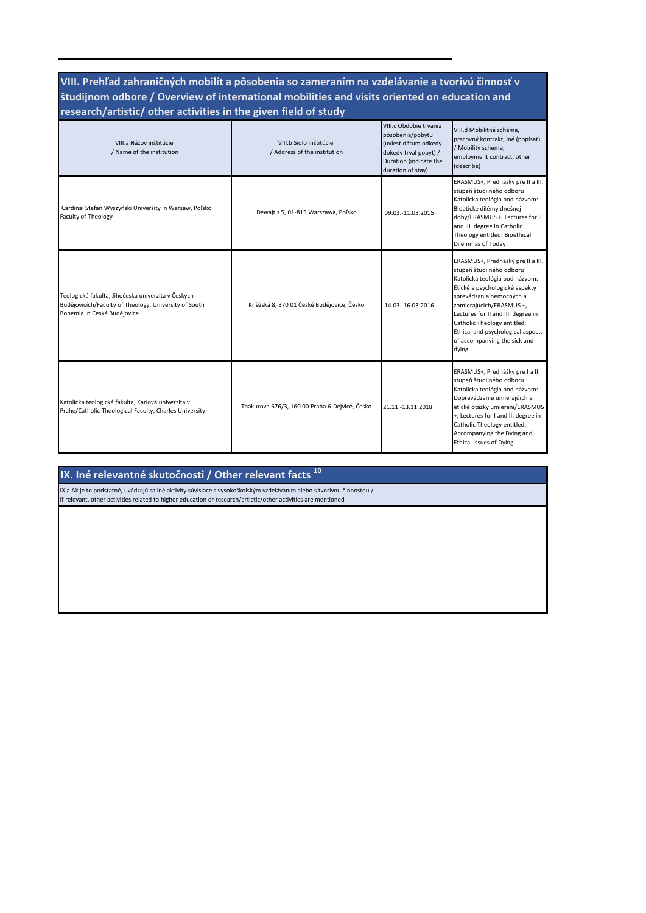## VIII. Prehľad zahraničných mobilít a pôsobenia so zameraním na vzdelávanie a tvorivú činnosť v študijnom odbore / Overview of international mobilities and visits oriented on education and research/artistic/ other activities in the given field of study

| VIII.a Názov inštitúcie / Name of the institution | VIII.b Sídlo inštitúcie / Address of the institution | VIII.c Obdobie trvania pôsobenia/pobytu (uviesť dátum odkedy dokedy trval pobyt) / Duration (indicate the duration of stay) | VIII.d Mobilitná schéma, pracovný kontrakt, iné (popísať) / Mobility scheme, employment contract, other (describe) |
|---|---|---|---|
| Cardinal Stefan Wyszyński University in Warsaw, Poľsko, Faculty of Theology | Dewajtis 5, 01-815 Warszawa, Poľsko | 09.03.-11.03.2015 | ERASMUS+, Prednášky pre II a III. stupeň študijného odboru Katolícka teológia pod názvom: Bioetické dilémy dnešnej doby/ERASMUS +, Lectures for II and III. degree in Catholic Theology entitled: Bioethical Dilemmas of Today |
| Teologická fakulta, Jihočeská univerzita v Českých Budějovicích/Faculty of Theology, University of South Bohemia in České Budějovice | Kněžská 8, 370 01 České Budějovice, Česko | 14.03.-16.03.2016 | ERASMUS+, Prednášky pre II a III. stupeň študijného odboru Katolícka teológia pod názvom: Etické a psychologické aspekty sprevádzania nemocných a zomierajúcich/ERASMUS +, Lectures for II and III. degree in Catholic Theology entitled: Ethical and psychological aspects of accompanying the sick and dying |
| Katolícka teologická fakulta, Karlová univerzita v Prahe/Catholic Theological Faculty, Charles University | Thákurova 676/3, 160 00 Praha 6-Dejvice, Česko | 21.11.-13.11.2018 | ERASMUS+, Prednášky pre I a II. stupeň študijného odboru Katolícka teológia pod názvom: Doprevádzanie umierajúcich a etické otázky umieraní/ERASMUS +, Lectures for I and II. degree in Catholic Theology entitled: Accompanying the Dying and Ethical Issues of Dying |

## IX. Iné relevantné skutočnosti / Other relevant facts [10]

IX.a Ak je to podstatné, uvádzajú sa iné aktivity súvisiace s vysokoškolským vzdelávaním alebo s tvorivou činnosťou /
If relevant, other activities related to higher education or research/artictic/other activities are mentioned